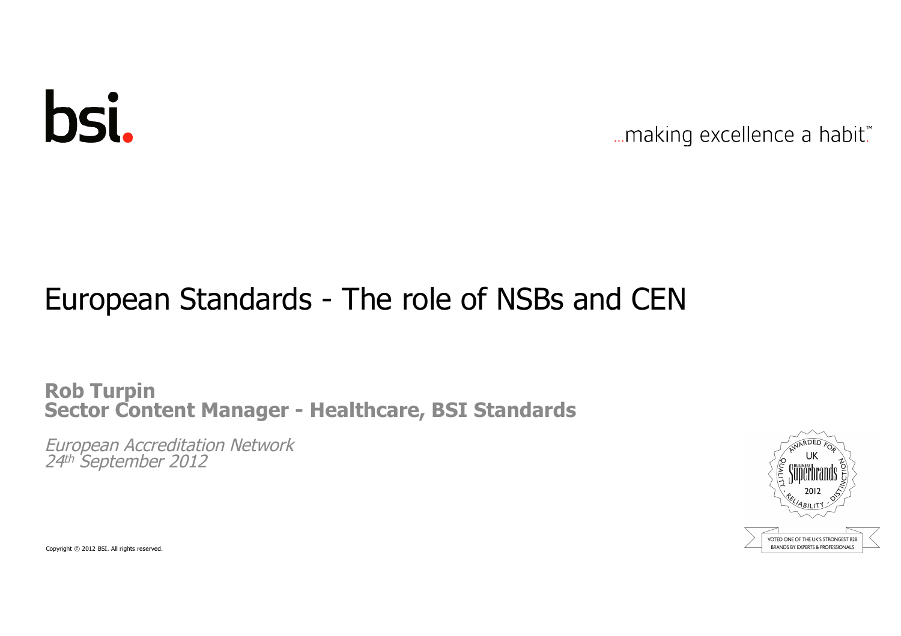bsi.

...making excellence a habit.™

# European Standards - The role of NSBs and CEN

**Rob Turpin**
**Sector Content Manager - Healthcare, BSI Standards**

*European Accreditation Network*
*24th September 2012*

Copyright © 2012 BSI. All rights reserved.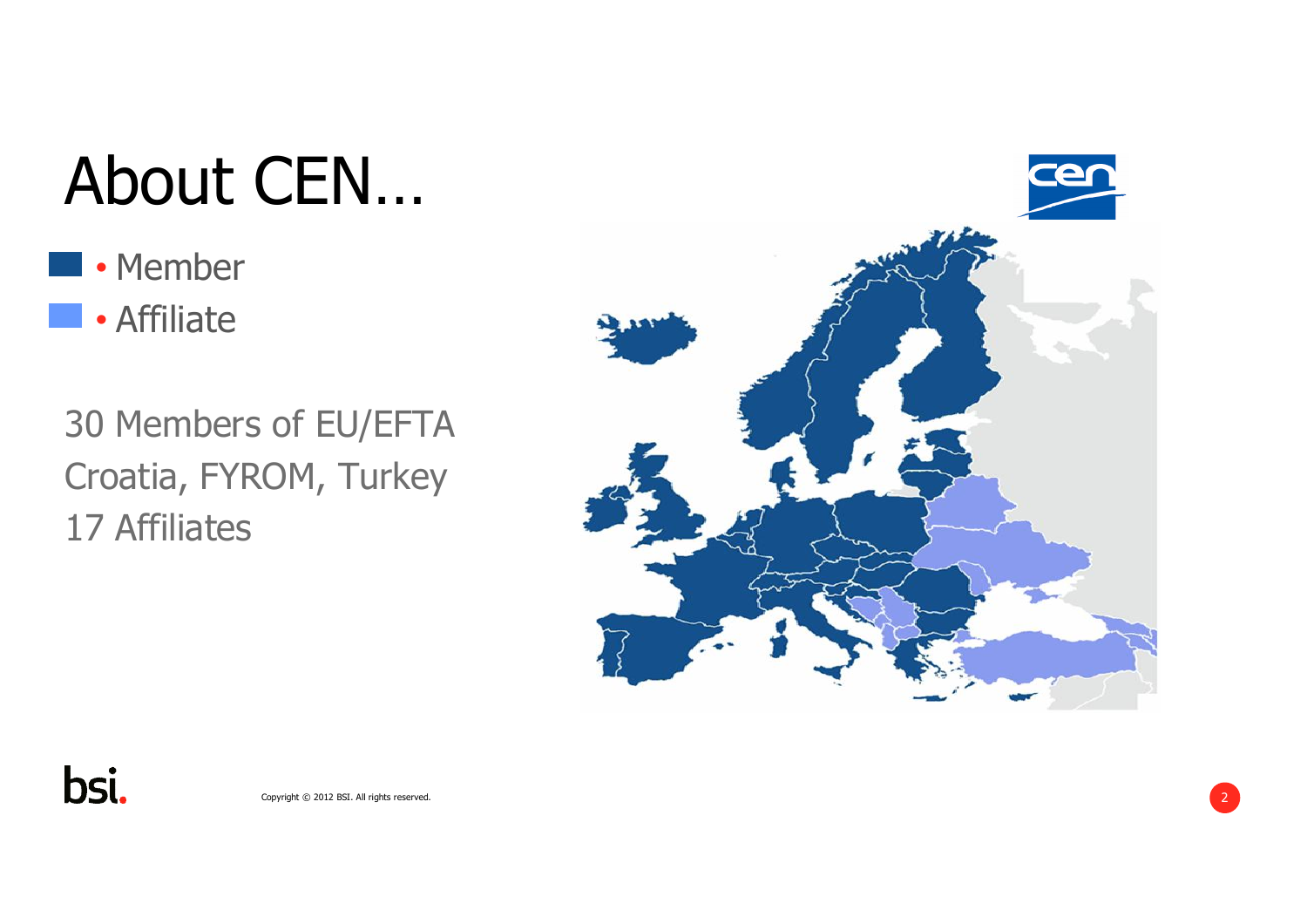# About CEN…

- Member
- Affiliate

30 Members of EU/EFTA
Croatia, FYROM, Turkey
17 Affiliates

Copyright © 2012 BSI. All rights reserved.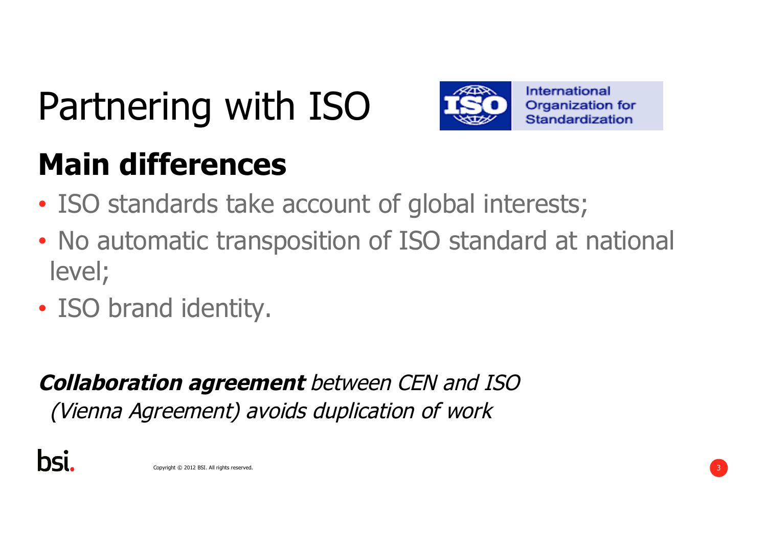# Partnering with ISO

International Organization for Standardization

## Main differences

- ISO standards take account of global interests;
- No automatic transposition of ISO standard at national level;
- ISO brand identity.

***Collaboration agreement*** *between CEN and ISO (Vienna Agreement) avoids duplication of work*

Copyright © 2012 BSI. All rights reserved.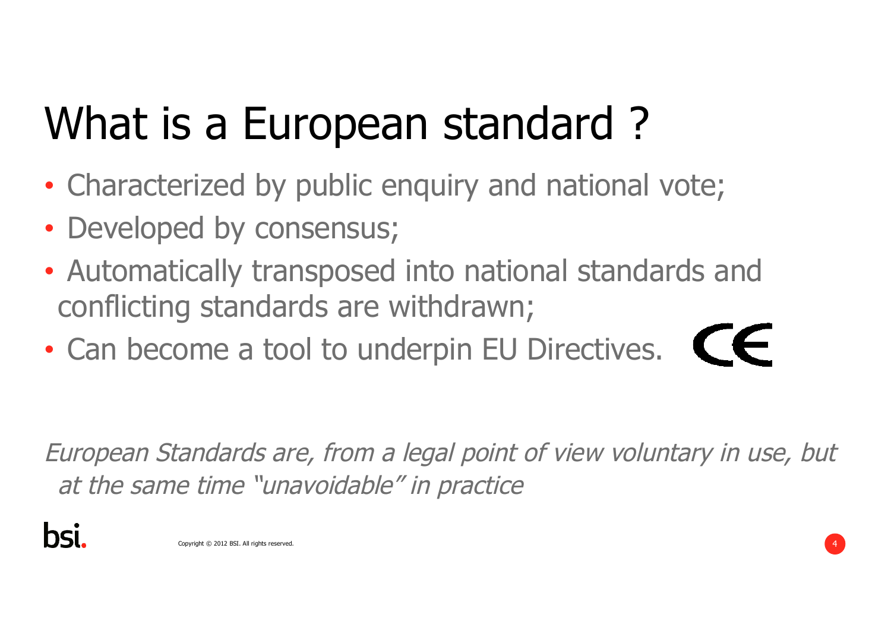# What is a European standard ?

- Characterized by public enquiry and national vote;
- Developed by consensus;
- Automatically transposed into national standards and conflicting standards are withdrawn;
- Can become a tool to underpin EU Directives.

*European Standards are, from a legal point of view voluntary in use, but at the same time "unavoidable" in practice*

Copyright © 2012 BSI. All rights reserved.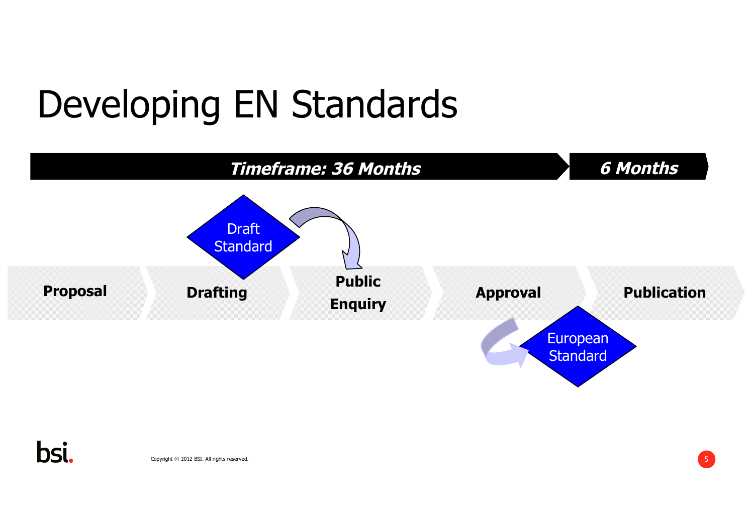# Developing EN Standards

**Timeframe: 36 Months** | **6 Months**

**Proposal** → **Drafting** → **Public Enquiry** → **Approval** → **Publication**

Draft Standard

European Standard

Copyright © 2012 BSI. All rights reserved.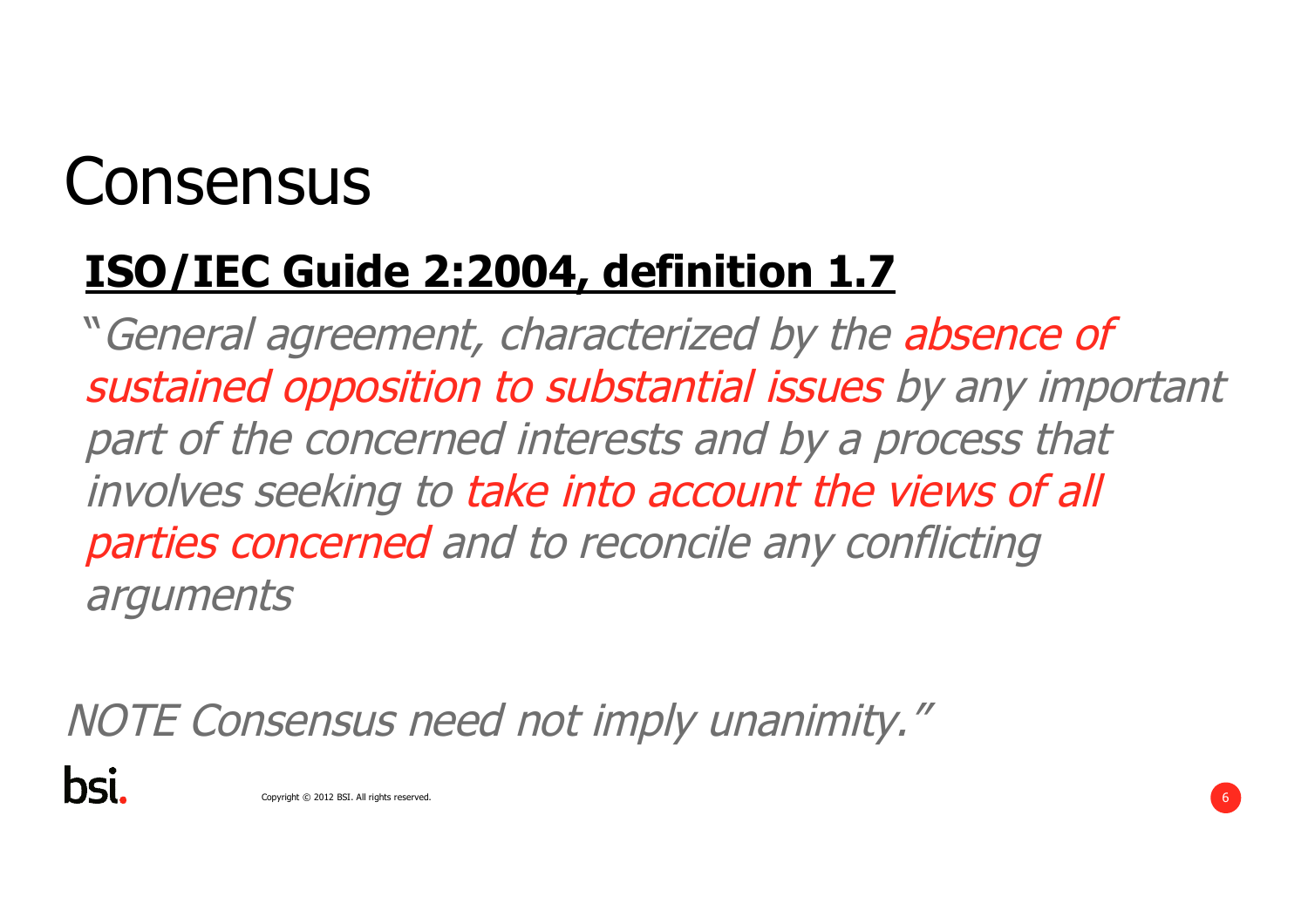# Consensus

## **ISO/IEC Guide 2:2004, definition 1.7**

"*General agreement, characterized by the absence of sustained opposition to substantial issues by any important part of the concerned interests and by a process that involves seeking to take into account the views of all parties concerned and to reconcile any conflicting arguments*

*NOTE Consensus need not imply unanimity.*"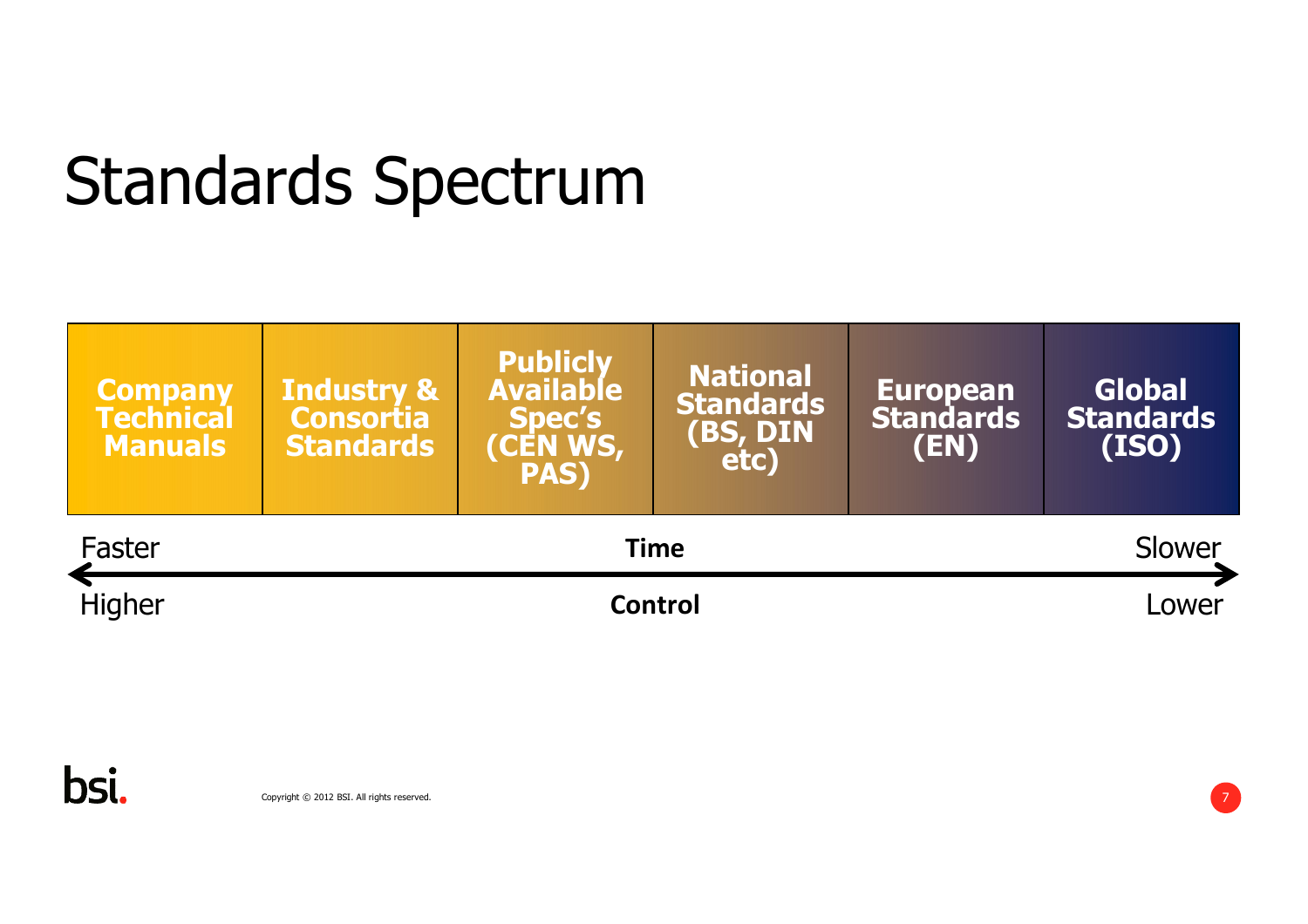# Standards Spectrum

| | | | | | |
|---|---|---|---|---|---|
| **Company Technical Manuals** | **Industry & Consortia Standards** | **Publicly Available Spec's (CEN WS, PAS)** | **National Standards (BS, DIN etc)** | **European Standards (EN)** | **Global Standards (ISO)** |

Faster — **Time** — Slower

Higher — **Control** — Lower

Copyright © 2012 BSI. All rights reserved.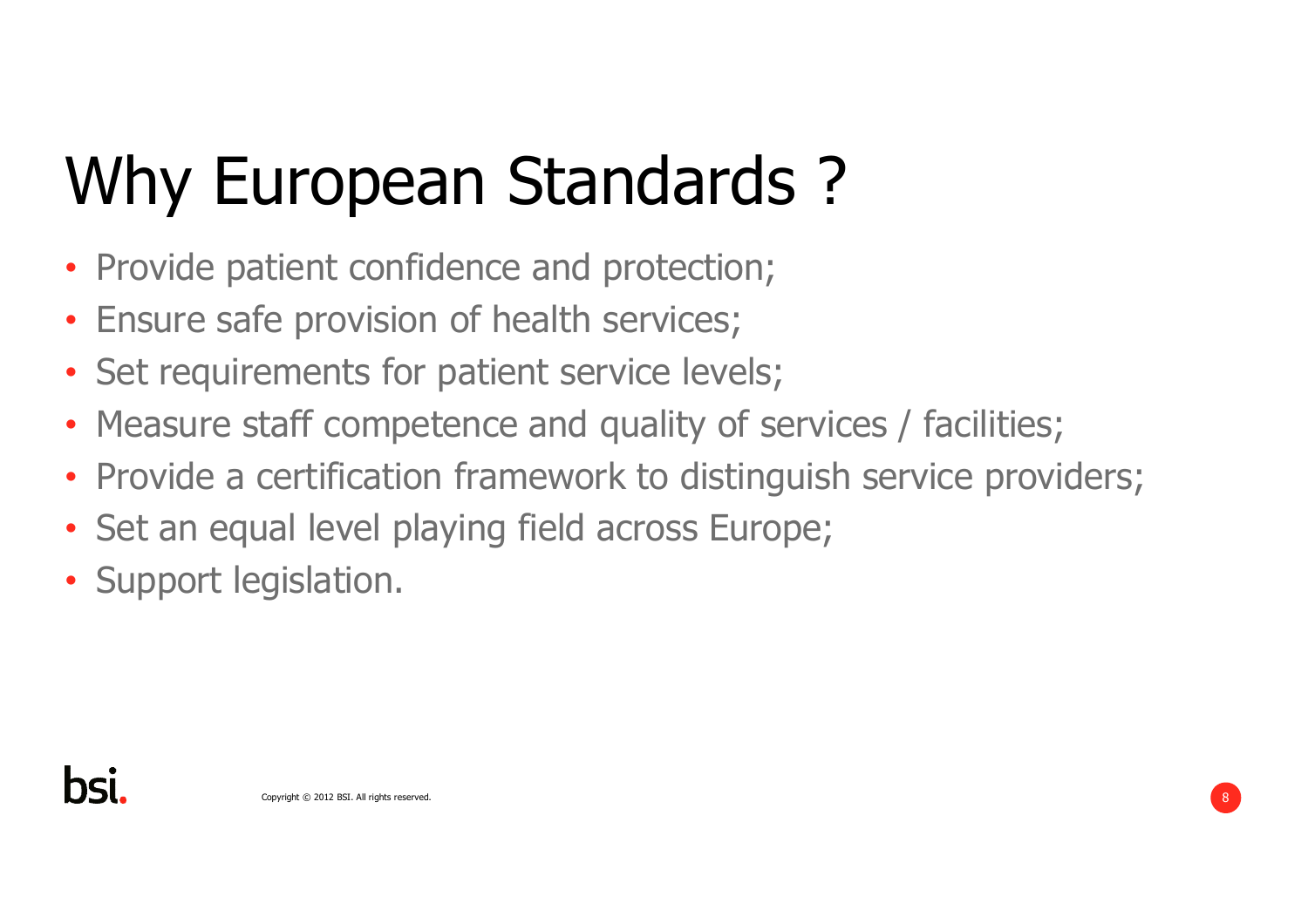# Why European Standards ?

- Provide patient confidence and protection;
- Ensure safe provision of health services;
- Set requirements for patient service levels;
- Measure staff competence and quality of services / facilities;
- Provide a certification framework to distinguish service providers;
- Set an equal level playing field across Europe;
- Support legislation.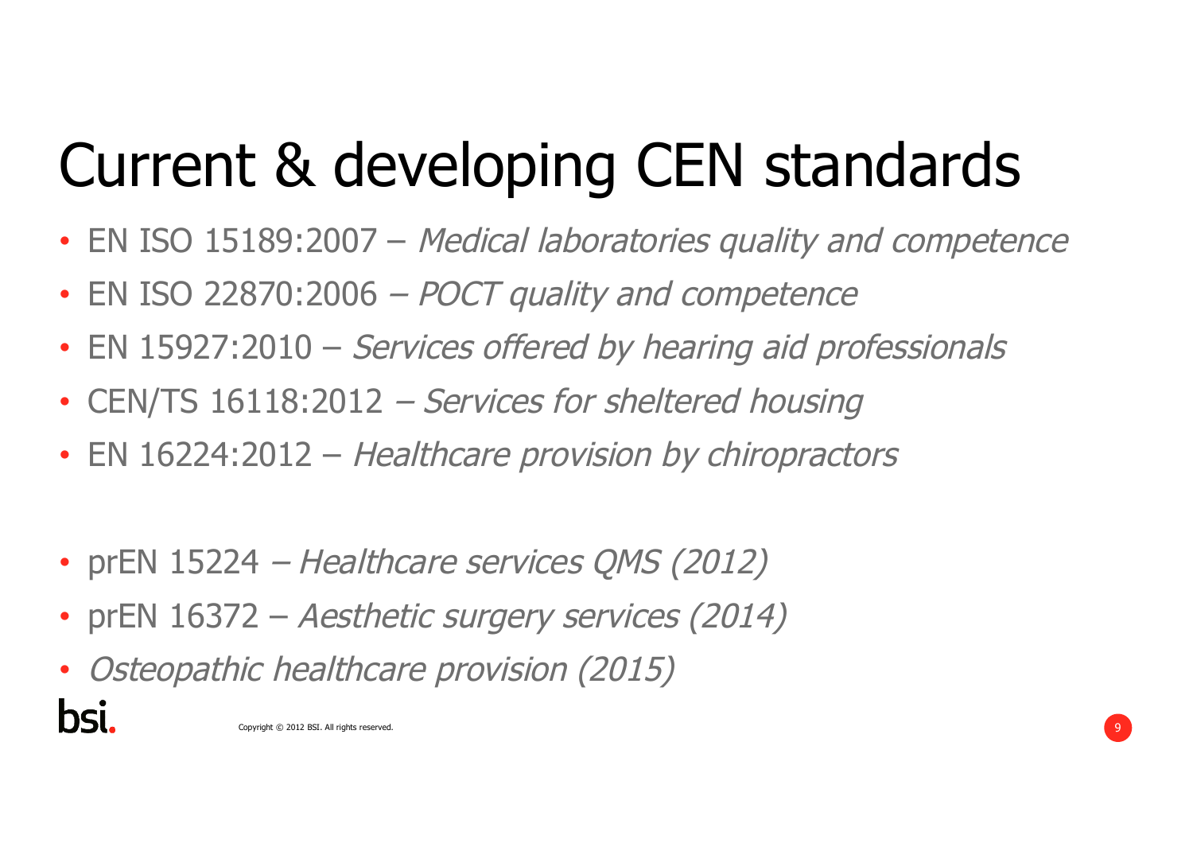# Current & developing CEN standards

- EN ISO 15189:2007 – *Medical laboratories quality and competence*
- EN ISO 22870:2006 – *POCT quality and competence*
- EN 15927:2010 – *Services offered by hearing aid professionals*
- CEN/TS 16118:2012 – *Services for sheltered housing*
- EN 16224:2012 – *Healthcare provision by chiropractors*

- prEN 15224 – *Healthcare services QMS (2012)*
- prEN 16372 – *Aesthetic surgery services (2014)*
- *Osteopathic healthcare provision (2015)*

bsi.

Copyright © 2012 BSI. All rights reserved.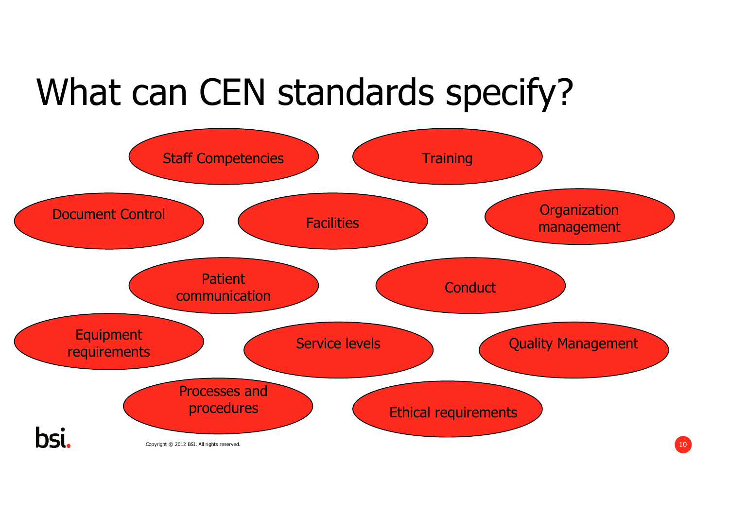# What can CEN standards specify?

- Staff Competencies
- Training
- Document Control
- Facilities
- Organization management
- Patient communication
- Conduct
- Equipment requirements
- Service levels
- Quality Management
- Processes and procedures
- Ethical requirements

Copyright © 2012 BSI. All rights reserved.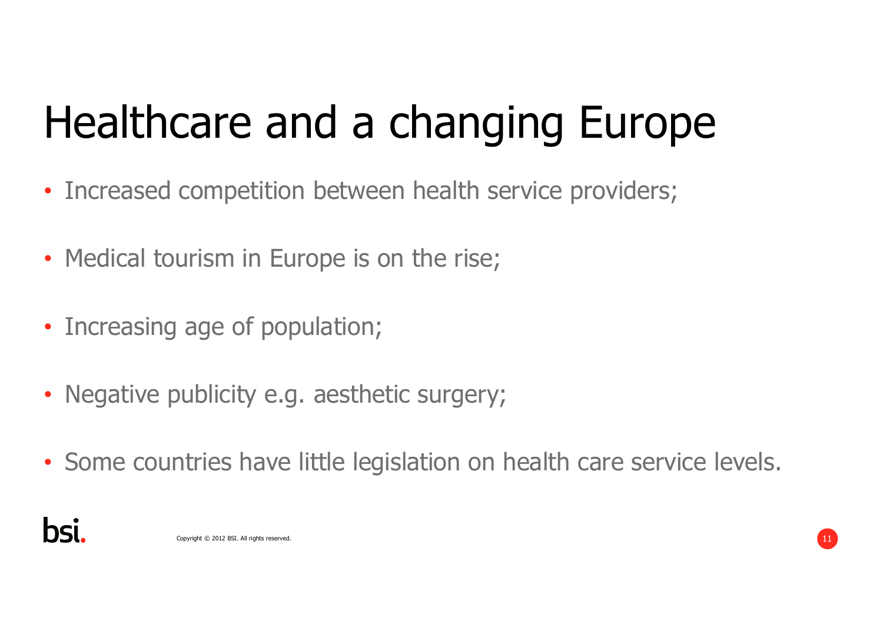# Healthcare and a changing Europe

- Increased competition between health service providers;
- Medical tourism in Europe is on the rise;
- Increasing age of population;
- Negative publicity e.g. aesthetic surgery;
- Some countries have little legislation on health care service levels.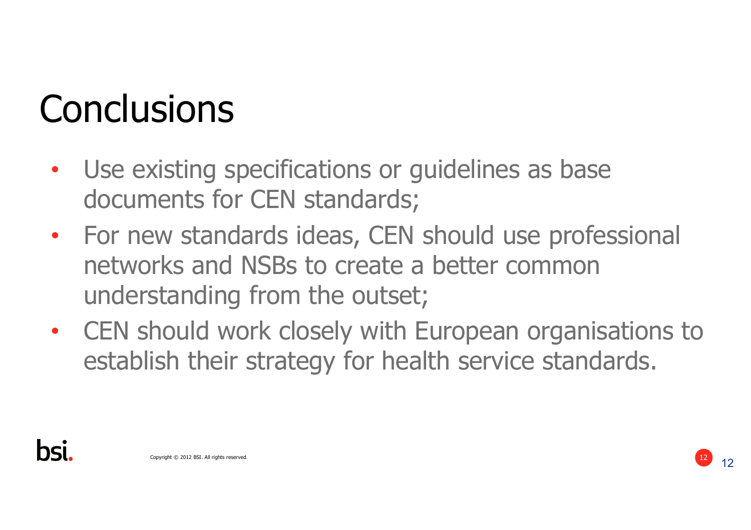# Conclusions

- Use existing specifications or guidelines as base documents for CEN standards;
- For new standards ideas, CEN should use professional networks and NSBs to create a better common understanding from the outset;
- CEN should work closely with European organisations to establish their strategy for health service standards.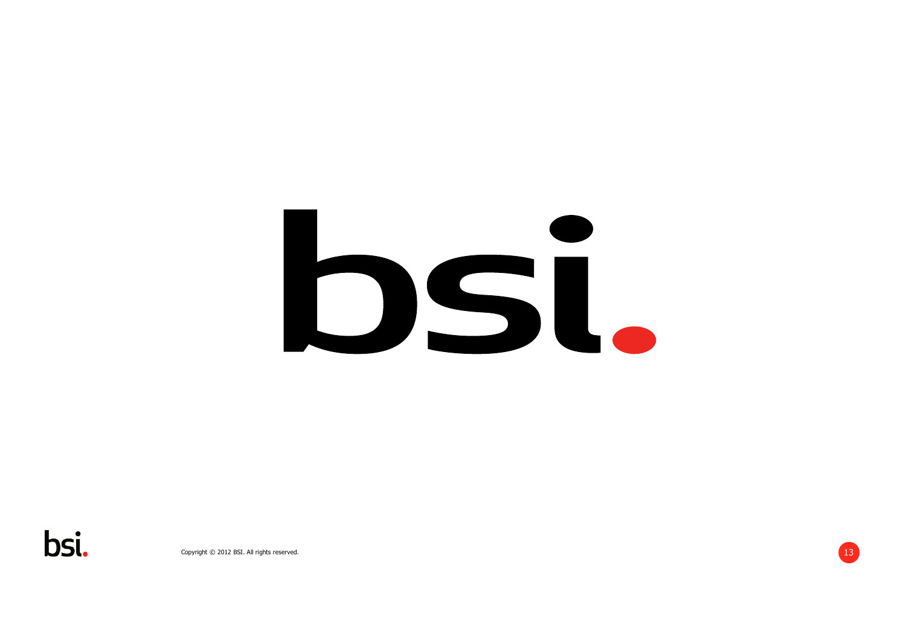# bsi.